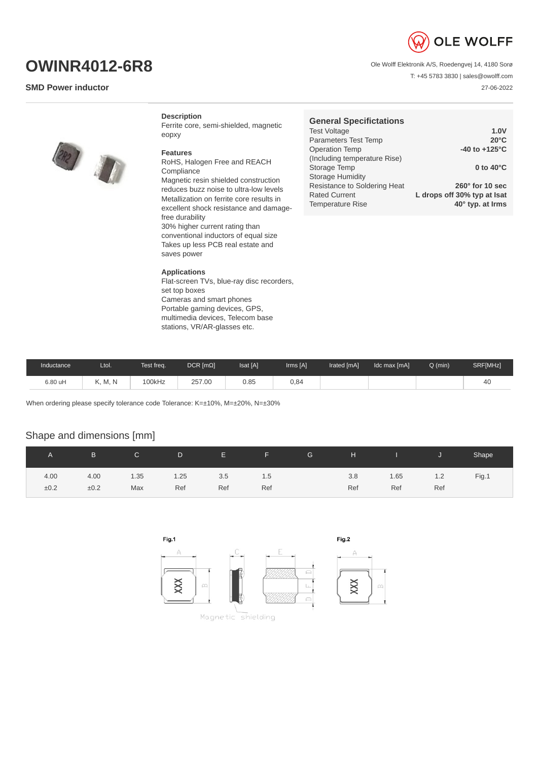# OWINR4012-6R8

**SMD Power inductor**

Ole Wolff Elektronik A/S, Roedengvej 14, 4180 Sorø

T: +45 5783 3830 | sales@owolff.com

27-06-2022

### Description

Ferrite core, semi-shielded, magnetic eopxy

### Features

RoHS, Halogen Free and REACH Compliance
Magnetic resin shielded construction reduces buzz noise to ultra-low levels
Metallization on ferrite core results in excellent shock resistance and damage-free durability
30% higher current rating than conventional inductors of equal size
Takes up less PCB real estate and saves power

### Applications

Flat-screen TVs, blue-ray disc recorders, set top boxes
Cameras and smart phones
Portable gaming devices, GPS, multimedia devices, Telecom base stations, VR/AR-glasses etc.

### General Specifications

| | |
|---|---|
| Test Voltage | **1.0V** |
| Parameters Test Temp | **20°C** |
| Operation Temp (Including temperature Rise) | **-40 to +125°C** |
| Storage Temp | **0 to 40°C** |
| Storage Humidity | |
| Resistance to Soldering Heat | **260° for 10 sec** |
| Rated Current | **L drops off 30% typ at Isat** |
| Temperature Rise | **40° typ. at Irms** |

| Inductance | Ltol. | Test freq. | DCR [mΩ] | Isat [A] | Irms [A] | Irated [mA] | Idc max [mA] | Q (min) | SRF[MHz] |
|---|---|---|---|---|---|---|---|---|---|
| 6.80 uH | K, M, N | 100kHz | 257.00 | 0.85 | 0,84 | | | | 40 |

When ordering please specify tolerance code Tolerance: K=±10%, M=±20%, N=±30%

## Shape and dimensions [mm]

| A | B | C | D | E | F | G | H | I | J | Shape |
|---|---|---|---|---|---|---|---|---|---|---|
| 4.00 ±0.2 | 4.00 ±0.2 | 1.35 Max | 1.25 Ref | 3.5 Ref | 1.5 Ref | | 3.8 Ref | 1.65 Ref | 1.2 Ref | Fig.1 |

Fig.1

Magnetic shielding

Fig.2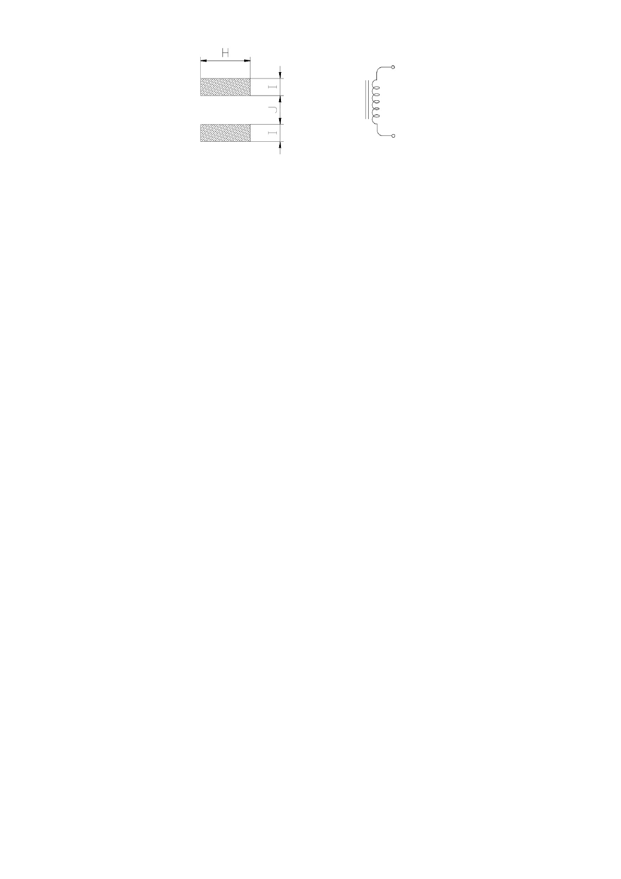H

I

J

I